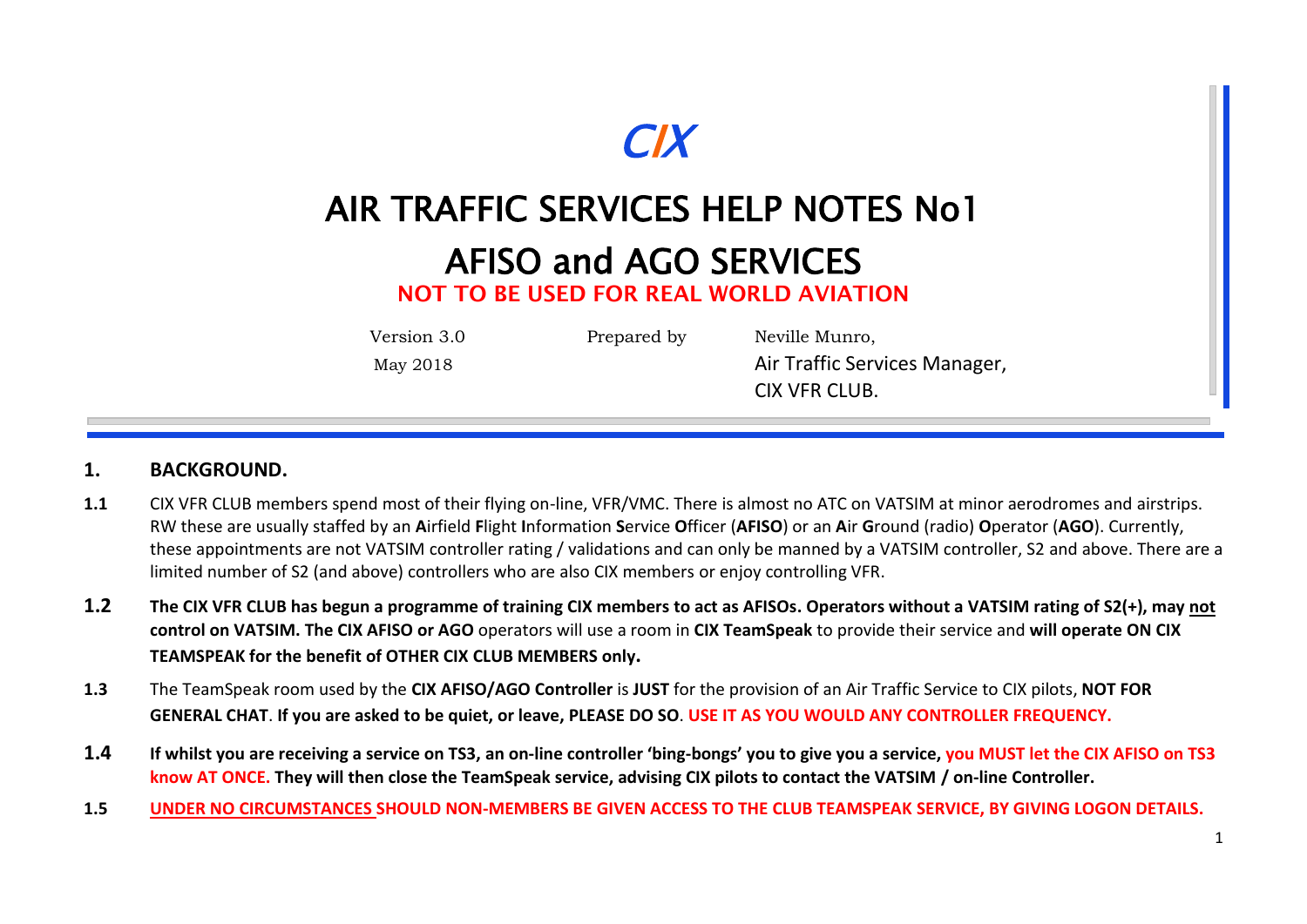# CIX

# AIR TRAFFIC SERVICES HELP NOTES No1

# AFISO and AGO SERVICES

**NOT TO BE USED FOR REAL WORLD AVIATION**

| Version 3.0 | Prepared by | Neville Munro, |
|---|---|---|
| May 2018 | | Air Traffic Services Manager, CIX VFR CLUB. |

## 1. BACKGROUND.

**1.1** CIX VFR CLUB members spend most of their flying on-line, VFR/VMC. There is almost no ATC on VATSIM at minor aerodromes and airstrips. RW these are usually staffed by an **A**irfield **F**light **I**nformation **S**ervice **O**fficer (**AFISO**) or an **A**ir **G**round (radio) **O**perator (**AGO**). Currently, these appointments are not VATSIM controller rating / validations and can only be manned by a VATSIM controller, S2 and above. There are a limited number of S2 (and above) controllers who are also CIX members or enjoy controlling VFR.

**1.2** **The CIX VFR CLUB has begun a programme of training CIX members to act as AFISOs. Operators without a VATSIM rating of S2(+), may not control on VATSIM. The CIX AFISO or AGO** operators will use a room in **CIX TeamSpeak** to provide their service and **will operate ON CIX TEAMSPEAK for the benefit of OTHER CIX CLUB MEMBERS only.**

**1.3** The TeamSpeak room used by the **CIX AFISO/AGO Controller** is **JUST** for the provision of an Air Traffic Service to CIX pilots, **NOT FOR GENERAL CHAT**. **If you are asked to be quiet, or leave, PLEASE DO SO**. **USE IT AS YOU WOULD ANY CONTROLLER FREQUENCY.**

**1.4** **If whilst you are receiving a service on TS3, an on-line controller 'bing-bongs' you to give you a service, you MUST let the CIX AFISO on TS3 know AT ONCE. They will then close the TeamSpeak service, advising CIX pilots to contact the VATSIM / on-line Controller.**

**1.5** **UNDER NO CIRCUMSTANCES SHOULD NON-MEMBERS BE GIVEN ACCESS TO THE CLUB TEAMSPEAK SERVICE, BY GIVING LOGON DETAILS.**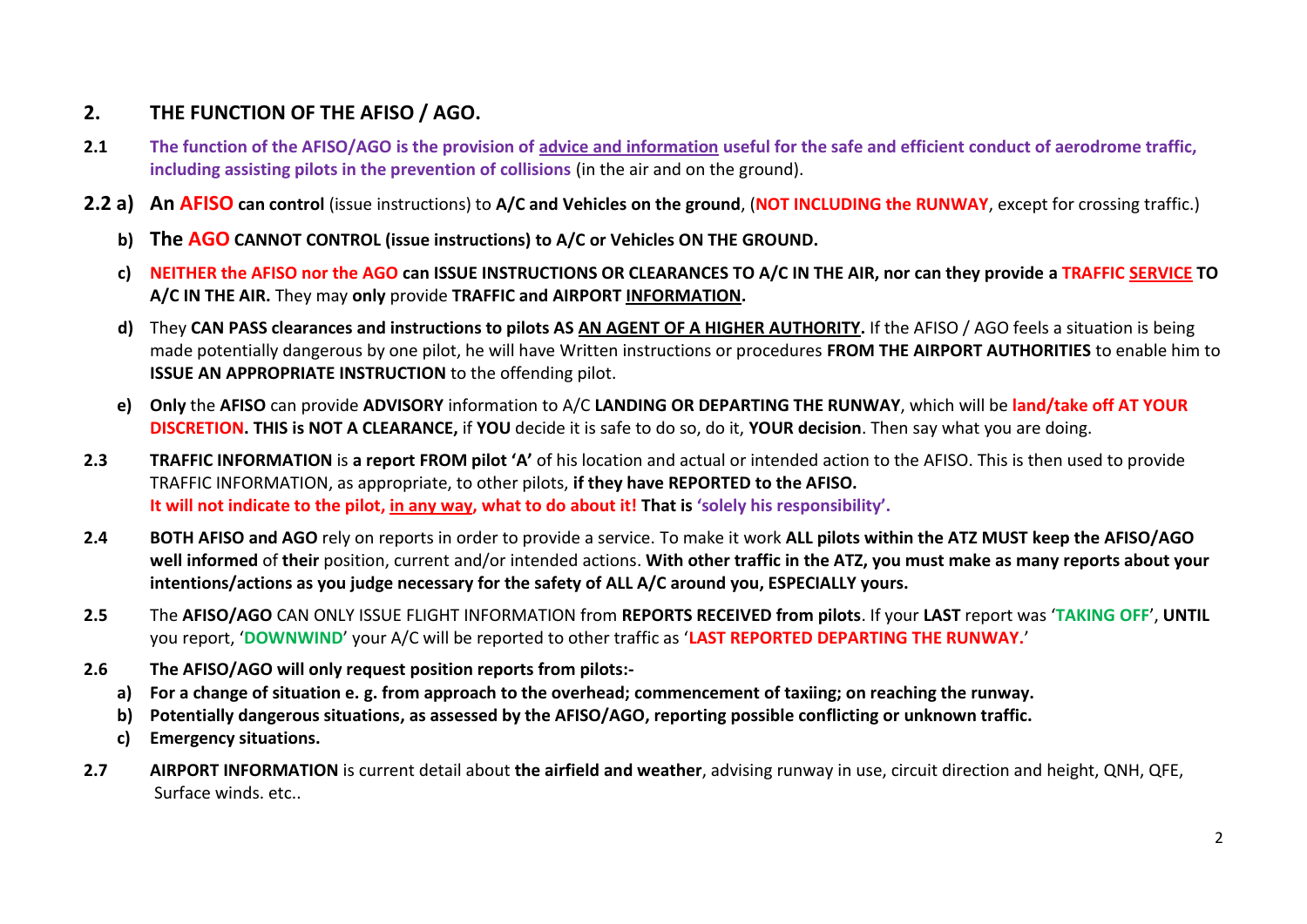## 2. THE FUNCTION OF THE AFISO / AGO.

**2.1** **The function of the AFISO/AGO is the provision of advice and information useful for the safe and efficient conduct of aerodrome traffic, including assisting pilots in the prevention of collisions** (in the air and on the ground).

**2.2 a)** **An AFISO can control** (issue instructions) to **A/C and Vehicles on the ground**, (**NOT INCLUDING the RUNWAY**, except for crossing traffic.)

**b)** **The AGO CANNOT CONTROL (issue instructions) to A/C or Vehicles ON THE GROUND.**

**c)** **NEITHER the AFISO nor the AGO can ISSUE INSTRUCTIONS OR CLEARANCES TO A/C IN THE AIR, nor can they provide a TRAFFIC SERVICE TO A/C IN THE AIR.** They may **only** provide **TRAFFIC and AIRPORT INFORMATION.**

**d)** They **CAN PASS clearances and instructions to pilots AS AN AGENT OF A HIGHER AUTHORITY.** If the AFISO / AGO feels a situation is being made potentially dangerous by one pilot, he will have Written instructions or procedures **FROM THE AIRPORT AUTHORITIES** to enable him to **ISSUE AN APPROPRIATE INSTRUCTION** to the offending pilot.

**e)** **Only** the **AFISO** can provide **ADVISORY** information to A/C **LANDING OR DEPARTING THE RUNWAY**, which will be **land/take off AT YOUR DISCRETION. THIS is NOT A CLEARANCE,** if **YOU** decide it is safe to do so, do it, **YOUR decision**. Then say what you are doing.

**2.3** **TRAFFIC INFORMATION** is **a report FROM pilot 'A'** of his location and actual or intended action to the AFISO. This is then used to provide TRAFFIC INFORMATION, as appropriate, to other pilots, **if they have REPORTED to the AFISO.**
**It will not indicate to the pilot, in any way, what to do about it! That is 'solely his responsibility'.**

**2.4** **BOTH AFISO and AGO** rely on reports in order to provide a service. To make it work **ALL pilots within the ATZ MUST keep the AFISO/AGO well informed** of **their** position, current and/or intended actions. **With other traffic in the ATZ, you must make as many reports about your intentions/actions as you judge necessary for the safety of ALL A/C around you, ESPECIALLY yours.**

**2.5** The **AFISO/AGO** CAN ONLY ISSUE FLIGHT INFORMATION from **REPORTS RECEIVED from pilots**. If your **LAST** report was '**TAKING OFF**', **UNTIL** you report, '**DOWNWIND**' your A/C will be reported to other traffic as '**LAST REPORTED DEPARTING THE RUNWAY.**'

**2.6** **The AFISO/AGO will only request position reports from pilots:-**

**a)** **For a change of situation e. g. from approach to the overhead; commencement of taxiing; on reaching the runway.**

**b)** **Potentially dangerous situations, as assessed by the AFISO/AGO, reporting possible conflicting or unknown traffic.**

**c)** **Emergency situations.**

**2.7** **AIRPORT INFORMATION** is current detail about **the airfield and weather**, advising runway in use, circuit direction and height, QNH, QFE, Surface winds. etc..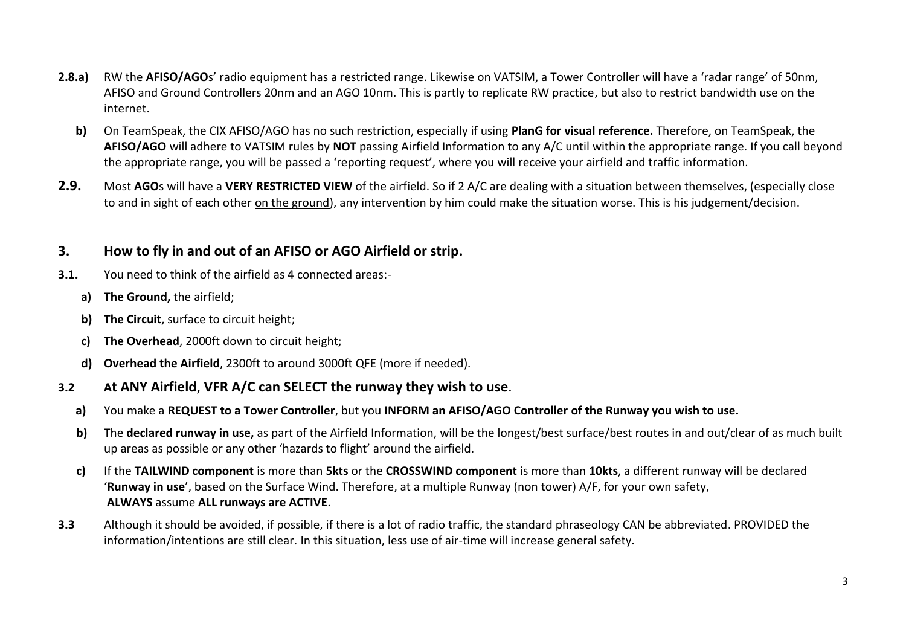**2.8.a)** RW the **AFISO/AGO**s' radio equipment has a restricted range. Likewise on VATSIM, a Tower Controller will have a 'radar range' of 50nm, AFISO and Ground Controllers 20nm and an AGO 10nm. This is partly to replicate RW practice, but also to restrict bandwidth use on the internet.

**b)** On TeamSpeak, the CIX AFISO/AGO has no such restriction, especially if using **PlanG for visual reference.** Therefore, on TeamSpeak, the **AFISO/AGO** will adhere to VATSIM rules by **NOT** passing Airfield Information to any A/C until within the appropriate range. If you call beyond the appropriate range, you will be passed a 'reporting request', where you will receive your airfield and traffic information.

**2.9.** Most **AGO**s will have a **VERY RESTRICTED VIEW** of the airfield. So if 2 A/C are dealing with a situation between themselves, (especially close to and in sight of each other <u>on the ground</u>), any intervention by him could make the situation worse. This is his judgement/decision.

## 3. How to fly in and out of an AFISO or AGO Airfield or strip.

**3.1.** You need to think of the airfield as 4 connected areas:-

- **a) The Ground,** the airfield;
- **b) The Circuit**, surface to circuit height;
- **c) The Overhead**, 2000ft down to circuit height;
- **d) Overhead the Airfield**, 2300ft to around 3000ft QFE (more if needed).

### 3.2 At ANY Airfield, VFR A/C can SELECT the runway they wish to use.

**a)** You make a **REQUEST to a Tower Controller**, but you **INFORM an AFISO/AGO Controller of the Runway you wish to use.**

**b)** The **declared runway in use,** as part of the Airfield Information, will be the longest/best surface/best routes in and out/clear of as much built up areas as possible or any other 'hazards to flight' around the airfield.

**c)** If the **TAILWIND component** is more than **5kts** or the **CROSSWIND component** is more than **10kts**, a different runway will be declared '**Runway in use**', based on the Surface Wind. Therefore, at a multiple Runway (non tower) A/F, for your own safety, **ALWAYS** assume **ALL runways are ACTIVE**.

**3.3** Although it should be avoided, if possible, if there is a lot of radio traffic, the standard phraseology CAN be abbreviated. PROVIDED the information/intentions are still clear. In this situation, less use of air-time will increase general safety.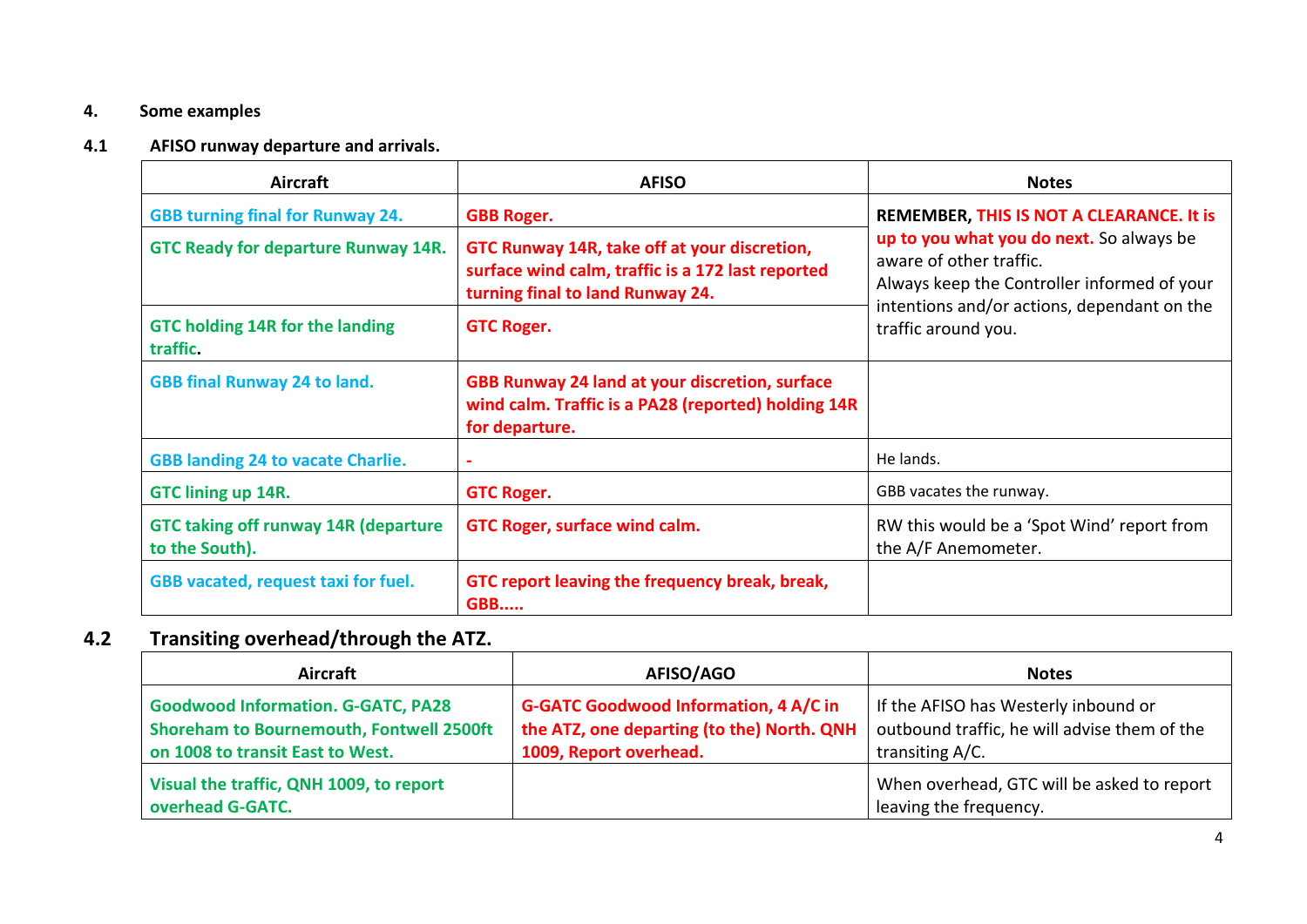## 4. Some examples

### 4.1 AFISO runway departure and arrivals.

| Aircraft | AFISO | Notes |
|---|---|---|
| GBB turning final for Runway 24. | GBB Roger. | **REMEMBER, THIS IS NOT A CLEARANCE. It is up to you what you do next.** So always be aware of other traffic. Always keep the Controller informed of your intentions and/or actions, dependant on the traffic around you. |
| GTC Ready for departure Runway 14R. | GTC Runway 14R, take off at your discretion, surface wind calm, traffic is a 172 last reported turning final to land Runway 24. | |
| GTC holding 14R for the landing traffic. | GTC Roger. | |
| GBB final Runway 24 to land. | GBB Runway 24 land at your discretion, surface wind calm. Traffic is a PA28 (reported) holding 14R for departure. | |
| GBB landing 24 to vacate Charlie. | - | He lands. |
| GTC lining up 14R. | GTC Roger. | GBB vacates the runway. |
| GTC taking off runway 14R (departure to the South). | GTC Roger, surface wind calm. | RW this would be a 'Spot Wind' report from the A/F Anemometer. |
| GBB vacated, request taxi for fuel. | GTC report leaving the frequency break, break, GBB..... | |

### 4.2 Transiting overhead/through the ATZ.

| Aircraft | AFISO/AGO | Notes |
|---|---|---|
| Goodwood Information. G-GATC, PA28 Shoreham to Bournemouth, Fontwell 2500ft on 1008 to transit East to West. | G-GATC Goodwood Information, 4 A/C in the ATZ, one departing (to the) North. QNH 1009, Report overhead. | If the AFISO has Westerly inbound or outbound traffic, he will advise them of the transiting A/C. |
| Visual the traffic, QNH 1009, to report overhead G-GATC. | | When overhead, GTC will be asked to report leaving the frequency. |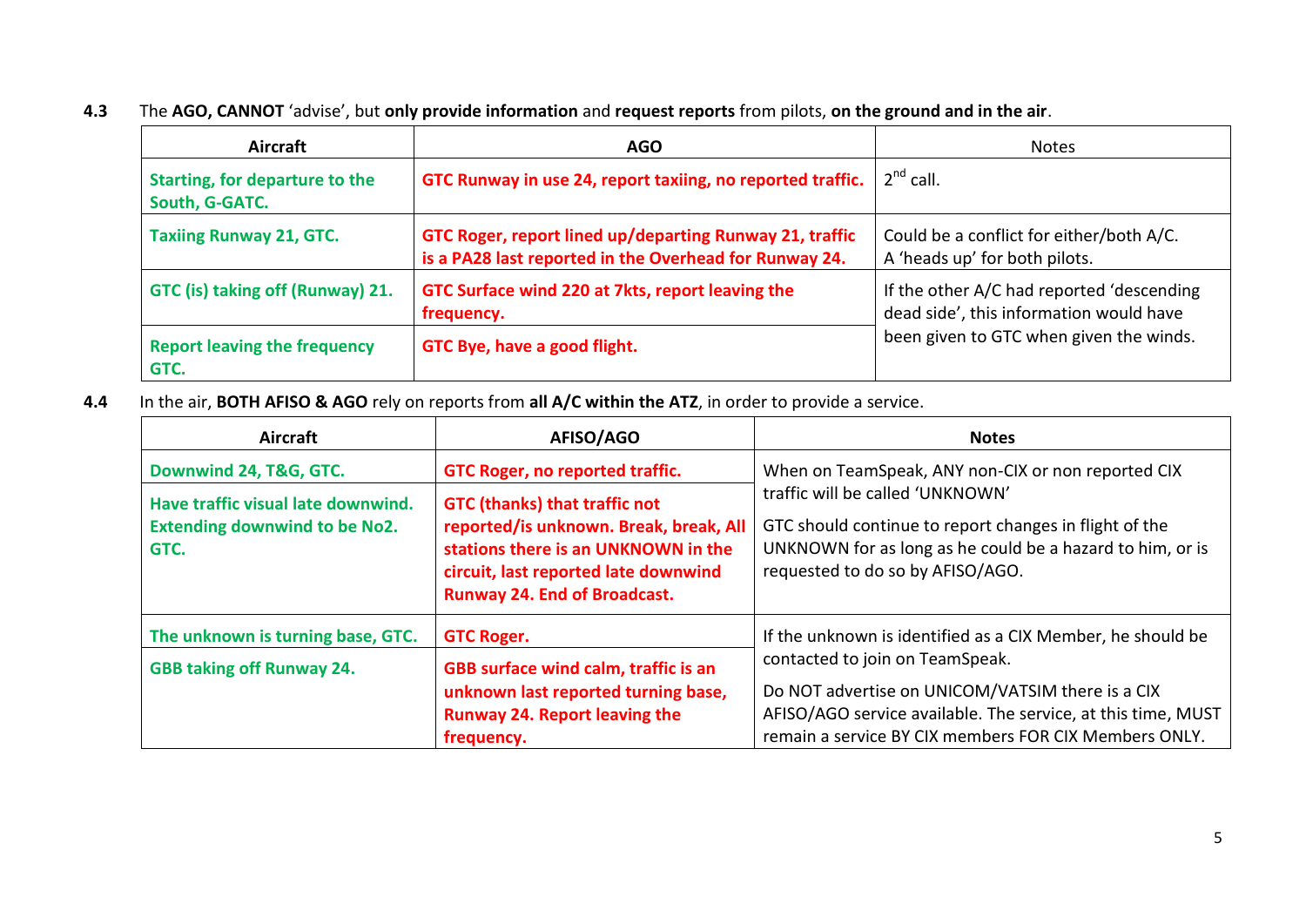**4.3** The **AGO, CANNOT** 'advise', but **only provide information** and **request reports** from pilots, **on the ground and in the air**.

| Aircraft | AGO | Notes |
|---|---|---|
| **Starting, for departure to the South, G-GATC.** | **GTC Runway in use 24, report taxiing, no reported traffic.** | 2nd call. |
| **Taxiing Runway 21, GTC.** | **GTC Roger, report lined up/departing Runway 21, traffic is a PA28 last reported in the Overhead for Runway 24.** | Could be a conflict for either/both A/C. A 'heads up' for both pilots. |
| **GTC (is) taking off (Runway) 21.** | **GTC Surface wind 220 at 7kts, report leaving the frequency.** | If the other A/C had reported 'descending dead side', this information would have been given to GTC when given the winds. |
| **Report leaving the frequency GTC.** | **GTC Bye, have a good flight.** | |

**4.4** In the air, **BOTH AFISO & AGO** rely on reports from **all A/C within the ATZ**, in order to provide a service.

| Aircraft | AFISO/AGO | Notes |
|---|---|---|
| **Downwind 24, T&G, GTC.** | **GTC Roger, no reported traffic.** | When on TeamSpeak, ANY non-CIX or non reported CIX traffic will be called 'UNKNOWN'<br><br>GTC should continue to report changes in flight of the UNKNOWN for as long as he could be a hazard to him, or is requested to do so by AFISO/AGO. |
| **Have traffic visual late downwind. Extending downwind to be No2. GTC.** | **GTC (thanks) that traffic not reported/is unknown. Break, break, All stations there is an UNKNOWN in the circuit, last reported late downwind Runway 24. End of Broadcast.** | |
| **The unknown is turning base, GTC.** | **GTC Roger.** | If the unknown is identified as a CIX Member, he should be contacted to join on TeamSpeak.<br><br>Do NOT advertise on UNICOM/VATSIM there is a CIX AFISO/AGO service available. The service, at this time, MUST remain a service BY CIX members FOR CIX Members ONLY. |
| **GBB taking off Runway 24.** | **GBB surface wind calm, traffic is an unknown last reported turning base, Runway 24. Report leaving the frequency.** | |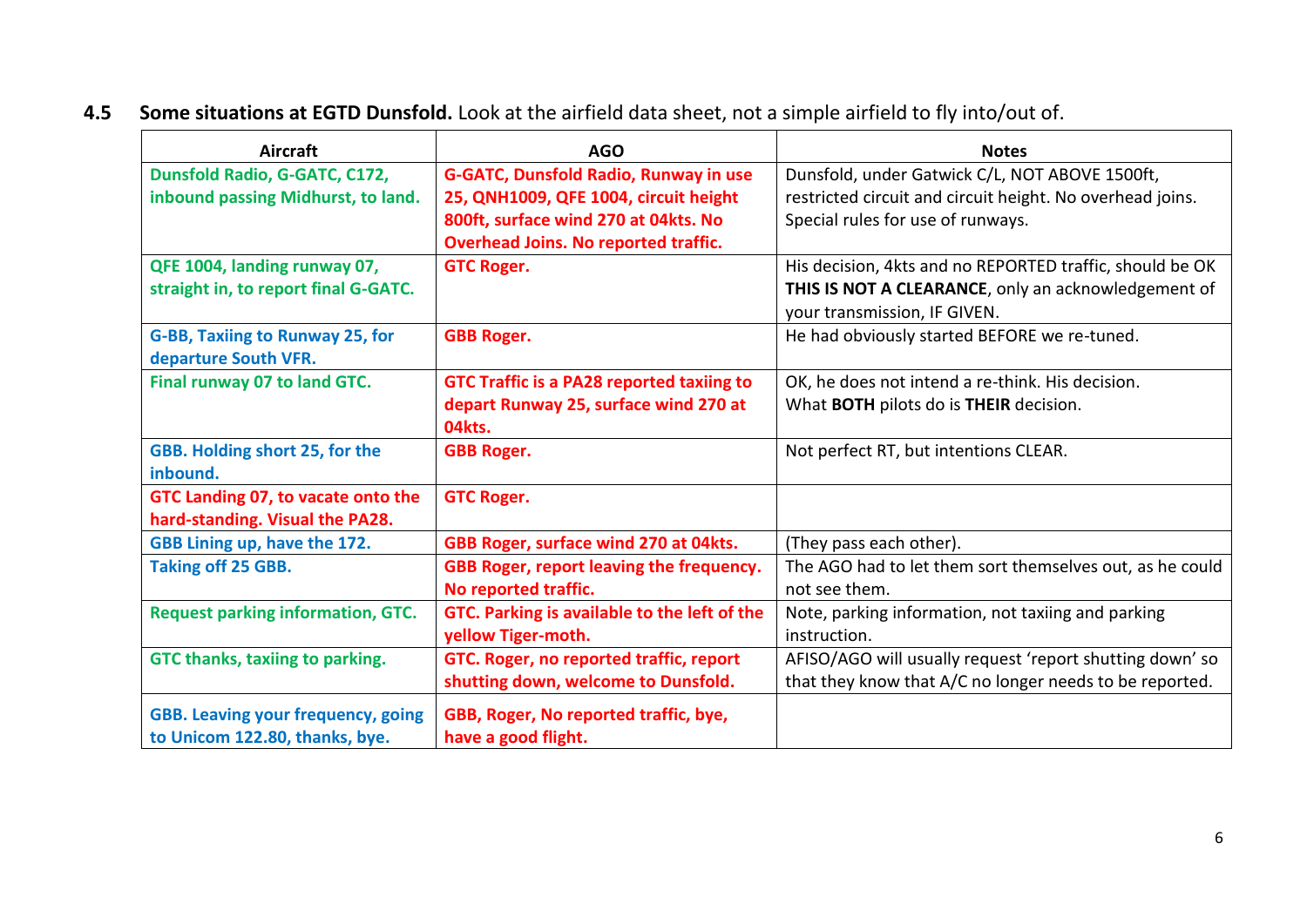### 4.5 **Some situations at EGTD Dunsfold.** Look at the airfield data sheet, not a simple airfield to fly into/out of.

| Aircraft | AGO | Notes |
|---|---|---|
| **Dunsfold Radio, G-GATC, C172, inbound passing Midhurst, to land.** | **G-GATC, Dunsfold Radio, Runway in use 25, QNH1009, QFE 1004, circuit height 800ft, surface wind 270 at 04kts. No Overhead Joins. No reported traffic.** | Dunsfold, under Gatwick C/L, NOT ABOVE 1500ft, restricted circuit and circuit height. No overhead joins. Special rules for use of runways. |
| **QFE 1004, landing runway 07, straight in, to report final G-GATC.** | **GTC Roger.** | His decision, 4kts and no REPORTED traffic, should be OK **THIS IS NOT A CLEARANCE**, only an acknowledgement of your transmission, IF GIVEN. |
| **G-BB, Taxiing to Runway 25, for departure South VFR.** | **GBB Roger.** | He had obviously started BEFORE we re-tuned. |
| **Final runway 07 to land GTC.** | **GTC Traffic is a PA28 reported taxiing to depart Runway 25, surface wind 270 at 04kts.** | OK, he does not intend a re-think. His decision. What **BOTH** pilots do is **THEIR** decision. |
| **GBB. Holding short 25, for the inbound.** | **GBB Roger.** | Not perfect RT, but intentions CLEAR. |
| **GTC Landing 07, to vacate onto the hard-standing. Visual the PA28.** | **GTC Roger.** | |
| **GBB Lining up, have the 172.** | **GBB Roger, surface wind 270 at 04kts.** | (They pass each other). |
| **Taking off 25 GBB.** | **GBB Roger, report leaving the frequency. No reported traffic.** | The AGO had to let them sort themselves out, as he could not see them. |
| **Request parking information, GTC.** | **GTC. Parking is available to the left of the yellow Tiger-moth.** | Note, parking information, not taxiing and parking instruction. |
| **GTC thanks, taxiing to parking.** | **GTC. Roger, no reported traffic, report shutting down, welcome to Dunsfold.** | AFISO/AGO will usually request 'report shutting down' so that they know that A/C no longer needs to be reported. |
| **GBB. Leaving your frequency, going to Unicom 122.80, thanks, bye.** | **GBB, Roger, No reported traffic, bye, have a good flight.** | |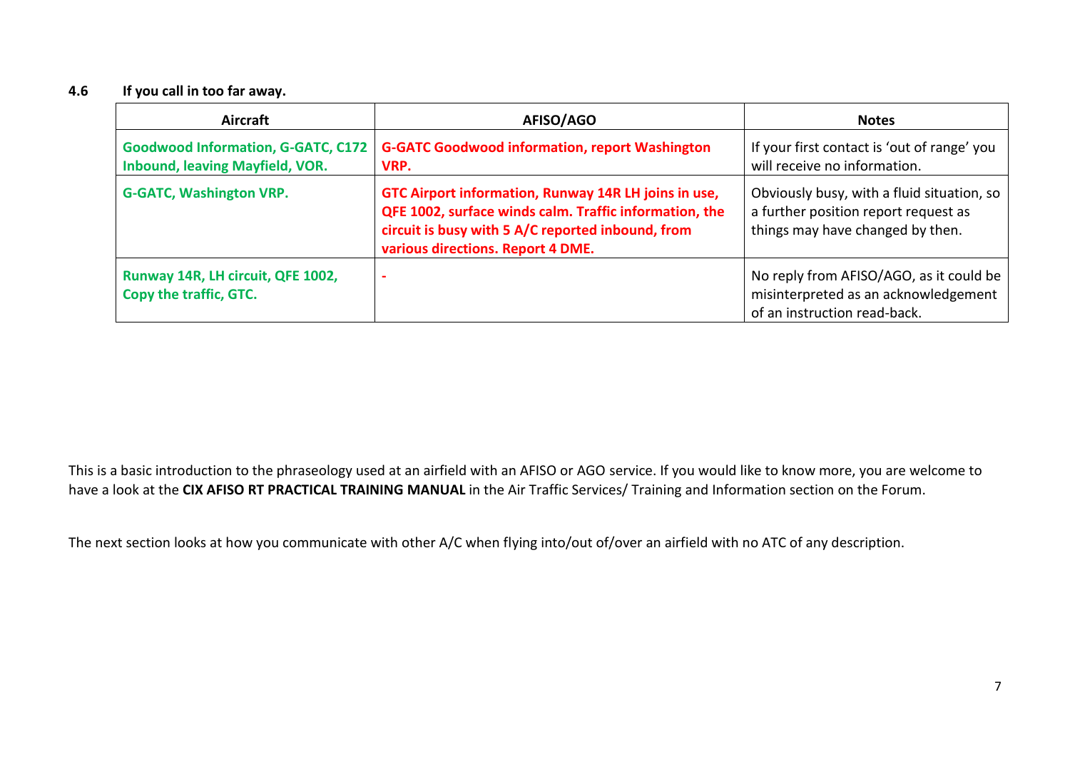### 4.6 If you call in too far away.

| Aircraft | AFISO/AGO | Notes |
|---|---|---|
| **Goodwood Information, G-GATC, C172 Inbound, leaving Mayfield, VOR.** | **G-GATC Goodwood information, report Washington VRP.** | If your first contact is 'out of range' you will receive no information. |
| **G-GATC, Washington VRP.** | **GTC Airport information, Runway 14R LH joins in use, QFE 1002, surface winds calm. Traffic information, the circuit is busy with 5 A/C reported inbound, from various directions. Report 4 DME.** | Obviously busy, with a fluid situation, so a further position report request as things may have changed by then. |
| **Runway 14R, LH circuit, QFE 1002, Copy the traffic, GTC.** | **-** | No reply from AFISO/AGO, as it could be misinterpreted as an acknowledgement of an instruction read-back. |

This is a basic introduction to the phraseology used at an airfield with an AFISO or AGO service. If you would like to know more, you are welcome to have a look at the **CIX AFISO RT PRACTICAL TRAINING MANUAL** in the Air Traffic Services/ Training and Information section on the Forum.

The next section looks at how you communicate with other A/C when flying into/out of/over an airfield with no ATC of any description.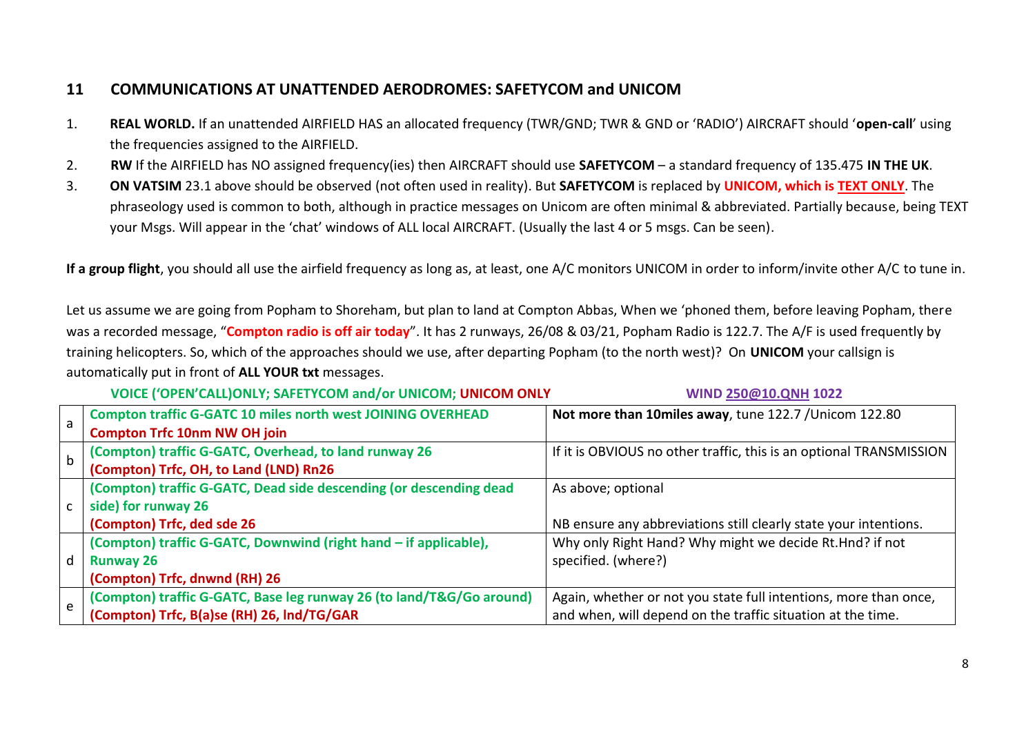## 11 COMMUNICATIONS AT UNATTENDED AERODROMES: SAFETYCOM and UNICOM

1. **REAL WORLD.** If an unattended AIRFIELD HAS an allocated frequency (TWR/GND; TWR & GND or 'RADIO') AIRCRAFT should '**open-call**' using the frequencies assigned to the AIRFIELD.
2. **RW** If the AIRFIELD has NO assigned frequency(ies) then AIRCRAFT should use **SAFETYCOM** – a standard frequency of 135.475 **IN THE UK**.
3. **ON VATSIM** 23.1 above should be observed (not often used in reality). But **SAFETYCOM** is replaced by **UNICOM, which is TEXT ONLY**. The phraseology used is common to both, although in practice messages on Unicom are often minimal & abbreviated. Partially because, being TEXT your Msgs. Will appear in the 'chat' windows of ALL local AIRCRAFT. (Usually the last 4 or 5 msgs. Can be seen).

**If a group flight**, you should all use the airfield frequency as long as, at least, one A/C monitors UNICOM in order to inform/invite other A/C to tune in.

Let us assume we are going from Popham to Shoreham, but plan to land at Compton Abbas, When we 'phoned them, before leaving Popham, there was a recorded message, "**Compton radio is off air today**". It has 2 runways, 26/08 & 03/21, Popham Radio is 122.7. The A/F is used frequently by training helicopters. So, which of the approaches should we use, after departing Popham (to the north west)? On **UNICOM** your callsign is automatically put in front of **ALL YOUR txt** messages.

**VOICE ('OPEN'CALL)ONLY; SAFETYCOM and/or UNICOM; UNICOM ONLY** **WIND 250@10.QNH 1022**

| | | |
|---|---|---|
| a | **Compton traffic G-GATC 10 miles north west JOINING OVERHEAD**<br>**Compton Trfc 10nm NW OH join** | **Not more than 10miles away**, tune 122.7 /Unicom 122.80 |
| b | **(Compton) traffic G-GATC, Overhead, to land runway 26**<br>**(Compton) Trfc, OH, to Land (LND) Rn26** | If it is OBVIOUS no other traffic, this is an optional TRANSMISSION |
| c | **(Compton) traffic G-GATC, Dead side descending (or descending dead side) for runway 26**<br>**(Compton) Trfc, ded sde 26** | As above; optional<br><br>NB ensure any abbreviations still clearly state your intentions. |
| d | **(Compton) traffic G-GATC, Downwind (right hand – if applicable), Runway 26**<br>**(Compton) Trfc, dnwnd (RH) 26** | Why only Right Hand? Why might we decide Rt.Hnd? if not specified. (where?) |
| e | **(Compton) traffic G-GATC, Base leg runway 26 (to land/T&G/Go around)**<br>**(Compton) Trfc, B(a)se (RH) 26, lnd/TG/GAR** | Again, whether or not you state full intentions, more than once, and when, will depend on the traffic situation at the time. |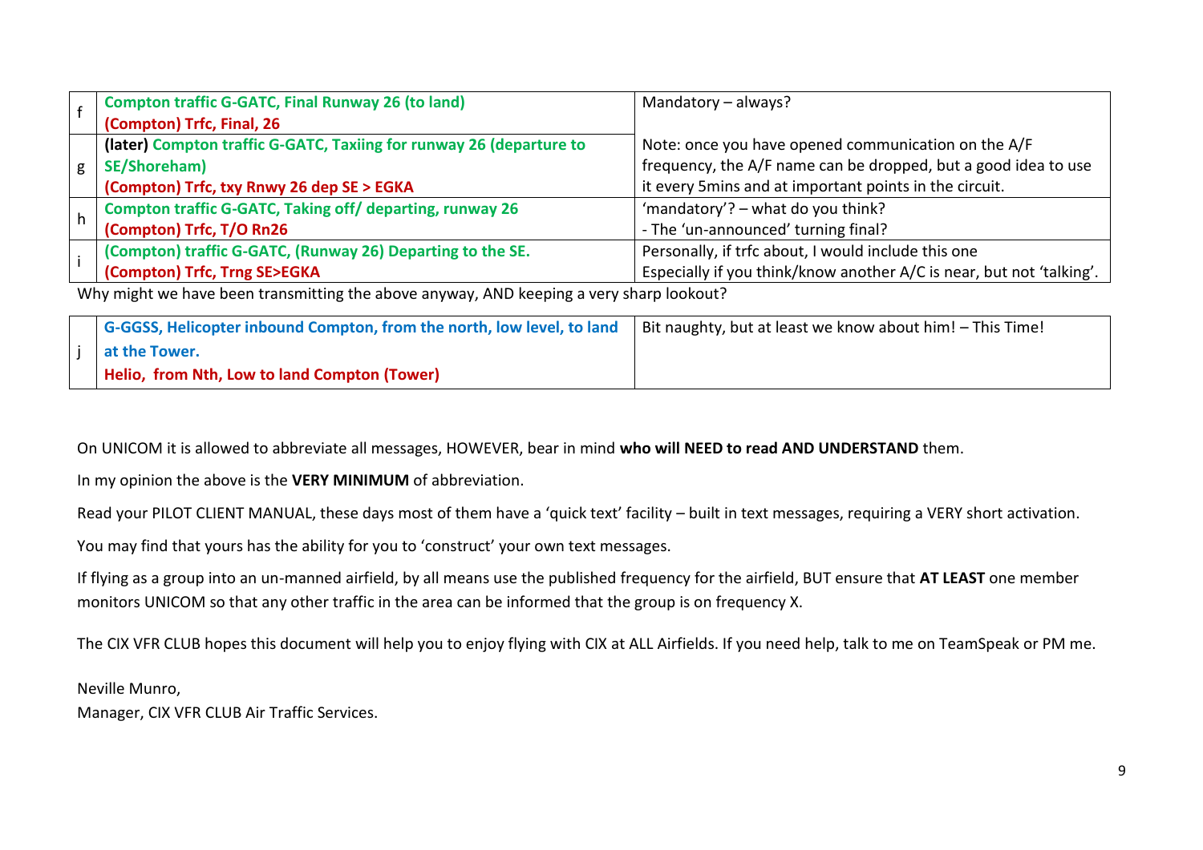| | | |
|---|---|---|
| f | **Compton traffic G-GATC, Final Runway 26 (to land)**<br>**(Compton) Trfc, Final, 26** | Mandatory – always? |
| g | **(later) Compton traffic G-GATC, Taxiing for runway 26 (departure to SE/Shoreham)**<br>**(Compton) Trfc, txy Rnwy 26 dep SE > EGKA** | Note: once you have opened communication on the A/F frequency, the A/F name can be dropped, but a good idea to use it every 5mins and at important points in the circuit. |
| h | **Compton traffic G-GATC, Taking off/ departing, runway 26**<br>**(Compton) Trfc, T/O Rn26** | 'mandatory'? – what do you think?<br>- The 'un-announced' turning final? |
| i | **(Compton) traffic G-GATC, (Runway 26) Departing to the SE.**<br>**(Compton) Trfc, Trng SE>EGKA** | Personally, if trfc about, I would include this one<br>Especially if you think/know another A/C is near, but not 'talking'. |

Why might we have been transmitting the above anyway, AND keeping a very sharp lookout?

| | | |
|---|---|---|
| j | **G-GGSS, Helicopter inbound Compton, from the north, low level, to land at the Tower.**<br>**Helio, from Nth, Low to land Compton (Tower)** | Bit naughty, but at least we know about him! – This Time! |

On UNICOM it is allowed to abbreviate all messages, HOWEVER, bear in mind **who will NEED to read AND UNDERSTAND** them.

In my opinion the above is the **VERY MINIMUM** of abbreviation.

Read your PILOT CLIENT MANUAL, these days most of them have a 'quick text' facility – built in text messages, requiring a VERY short activation.

You may find that yours has the ability for you to 'construct' your own text messages.

If flying as a group into an un-manned airfield, by all means use the published frequency for the airfield, BUT ensure that **AT LEAST** one member monitors UNICOM so that any other traffic in the area can be informed that the group is on frequency X.

The CIX VFR CLUB hopes this document will help you to enjoy flying with CIX at ALL Airfields. If you need help, talk to me on TeamSpeak or PM me.

Neville Munro,
Manager, CIX VFR CLUB Air Traffic Services.